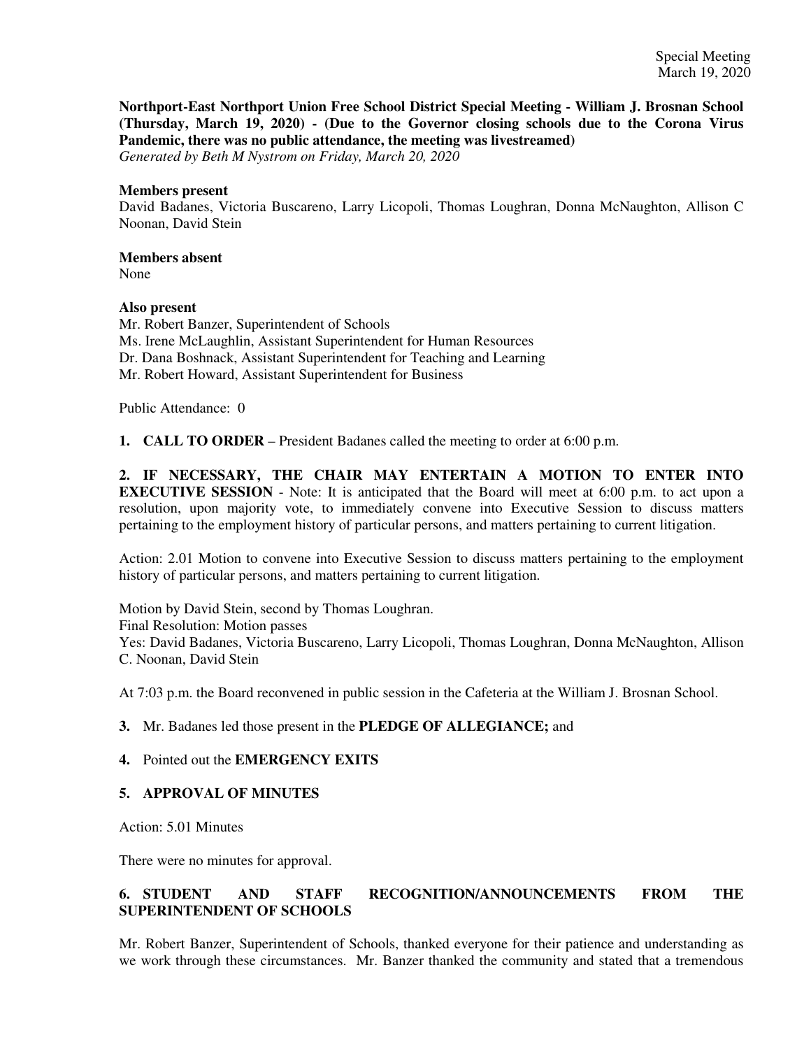Special Meeting
March 19, 2020

**Northport-East Northport Union Free School District Special Meeting - William J. Brosnan School (Thursday, March 19, 2020) - (Due to the Governor closing schools due to the Corona Virus Pandemic, there was no public attendance, the meeting was livestreamed)**
*Generated by Beth M Nystrom on Friday, March 20, 2020*

**Members present**
David Badanes, Victoria Buscareno, Larry Licopoli, Thomas Loughran, Donna McNaughton, Allison C Noonan, David Stein

**Members absent**
None

**Also present**
Mr. Robert Banzer, Superintendent of Schools
Ms. Irene McLaughlin, Assistant Superintendent for Human Resources
Dr. Dana Boshnack, Assistant Superintendent for Teaching and Learning
Mr. Robert Howard, Assistant Superintendent for Business

Public Attendance: 0

**1. CALL TO ORDER** – President Badanes called the meeting to order at 6:00 p.m.

**2. IF NECESSARY, THE CHAIR MAY ENTERTAIN A MOTION TO ENTER INTO EXECUTIVE SESSION** - Note: It is anticipated that the Board will meet at 6:00 p.m. to act upon a resolution, upon majority vote, to immediately convene into Executive Session to discuss matters pertaining to the employment history of particular persons, and matters pertaining to current litigation.

Action: 2.01 Motion to convene into Executive Session to discuss matters pertaining to the employment history of particular persons, and matters pertaining to current litigation.

Motion by David Stein, second by Thomas Loughran.
Final Resolution: Motion passes
Yes: David Badanes, Victoria Buscareno, Larry Licopoli, Thomas Loughran, Donna McNaughton, Allison C. Noonan, David Stein

At 7:03 p.m. the Board reconvened in public session in the Cafeteria at the William J. Brosnan School.

**3.** Mr. Badanes led those present in the **PLEDGE OF ALLEGIANCE;** and

**4.** Pointed out the **EMERGENCY EXITS**

**5. APPROVAL OF MINUTES**

Action: 5.01 Minutes

There were no minutes for approval.

**6. STUDENT AND STAFF RECOGNITION/ANNOUNCEMENTS FROM THE SUPERINTENDENT OF SCHOOLS**

Mr. Robert Banzer, Superintendent of Schools, thanked everyone for their patience and understanding as we work through these circumstances. Mr. Banzer thanked the community and stated that a tremendous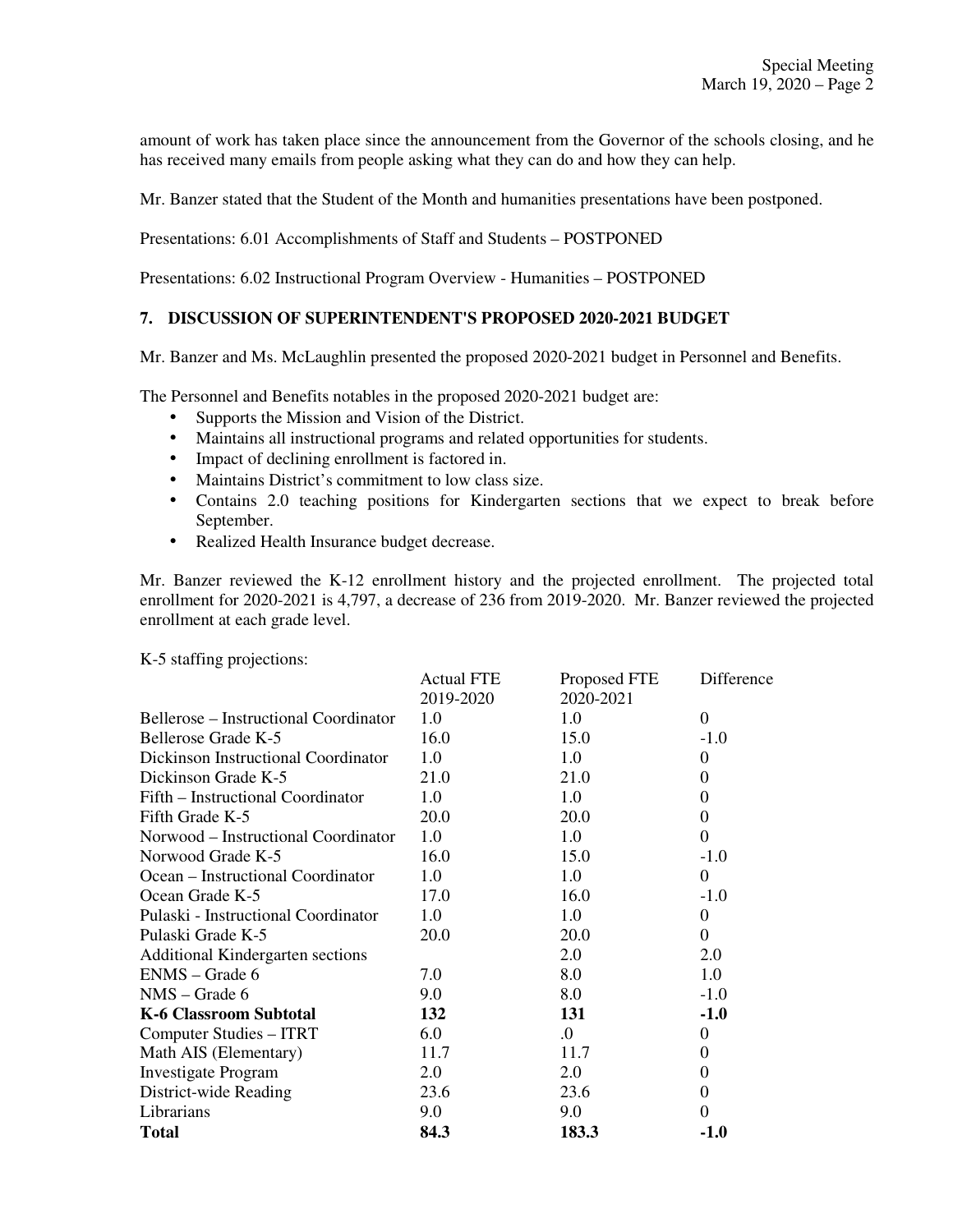amount of work has taken place since the announcement from the Governor of the schools closing, and he has received many emails from people asking what they can do and how they can help.

Mr. Banzer stated that the Student of the Month and humanities presentations have been postponed.

Presentations: 6.01 Accomplishments of Staff and Students – POSTPONED

Presentations: 6.02 Instructional Program Overview - Humanities – POSTPONED

## 7. DISCUSSION OF SUPERINTENDENT'S PROPOSED 2020-2021 BUDGET

Mr. Banzer and Ms. McLaughlin presented the proposed 2020-2021 budget in Personnel and Benefits.

The Personnel and Benefits notables in the proposed 2020-2021 budget are:

- Supports the Mission and Vision of the District.
- Maintains all instructional programs and related opportunities for students.
- Impact of declining enrollment is factored in.
- Maintains District's commitment to low class size.
- Contains 2.0 teaching positions for Kindergarten sections that we expect to break before September.
- Realized Health Insurance budget decrease.

Mr. Banzer reviewed the K-12 enrollment history and the projected enrollment. The projected total enrollment for 2020-2021 is 4,797, a decrease of 236 from 2019-2020. Mr. Banzer reviewed the projected enrollment at each grade level.

K-5 staffing projections:

| | Actual FTE 2019-2020 | Proposed FTE 2020-2021 | Difference |
|---|---|---|---|
| Bellerose – Instructional Coordinator | 1.0 | 1.0 | 0 |
| Bellerose Grade K-5 | 16.0 | 15.0 | -1.0 |
| Dickinson Instructional Coordinator | 1.0 | 1.0 | 0 |
| Dickinson Grade K-5 | 21.0 | 21.0 | 0 |
| Fifth – Instructional Coordinator | 1.0 | 1.0 | 0 |
| Fifth Grade K-5 | 20.0 | 20.0 | 0 |
| Norwood – Instructional Coordinator | 1.0 | 1.0 | 0 |
| Norwood Grade K-5 | 16.0 | 15.0 | -1.0 |
| Ocean – Instructional Coordinator | 1.0 | 1.0 | 0 |
| Ocean Grade K-5 | 17.0 | 16.0 | -1.0 |
| Pulaski - Instructional Coordinator | 1.0 | 1.0 | 0 |
| Pulaski Grade K-5 | 20.0 | 20.0 | 0 |
| Additional Kindergarten sections | | 2.0 | 2.0 |
| ENMS – Grade 6 | 7.0 | 8.0 | 1.0 |
| NMS – Grade 6 | 9.0 | 8.0 | -1.0 |
| **K-6 Classroom Subtotal** | **132** | **131** | **-1.0** |
| Computer Studies – ITRT | 6.0 | .0 | 0 |
| Math AIS (Elementary) | 11.7 | 11.7 | 0 |
| Investigate Program | 2.0 | 2.0 | 0 |
| District-wide Reading | 23.6 | 23.6 | 0 |
| Librarians | 9.0 | 9.0 | 0 |
| **Total** | **84.3** | **183.3** | **-1.0** |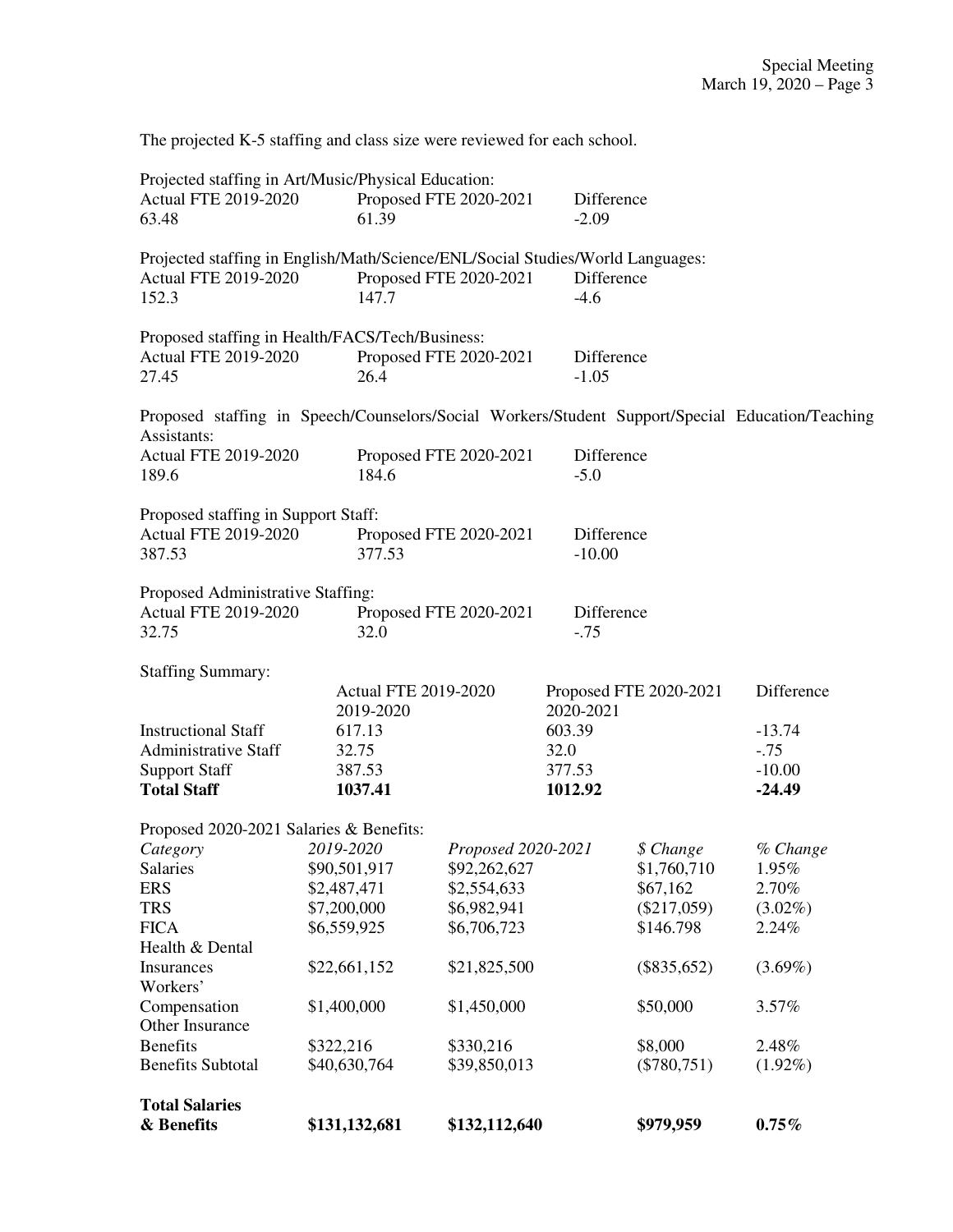The projected K-5 staffing and class size were reviewed for each school.

Projected staffing in Art/Music/Physical Education:

| Actual FTE 2019-2020 | Proposed FTE 2020-2021 | Difference |
|---|---|---|
| 63.48 | 61.39 | -2.09 |

Projected staffing in English/Math/Science/ENL/Social Studies/World Languages:

| Actual FTE 2019-2020 | Proposed FTE 2020-2021 | Difference |
|---|---|---|
| 152.3 | 147.7 | -4.6 |

Proposed staffing in Health/FACS/Tech/Business:

| Actual FTE 2019-2020 | Proposed FTE 2020-2021 | Difference |
|---|---|---|
| 27.45 | 26.4 | -1.05 |

Proposed staffing in Speech/Counselors/Social Workers/Student Support/Special Education/Teaching Assistants:

| Actual FTE 2019-2020 | Proposed FTE 2020-2021 | Difference |
|---|---|---|
| 189.6 | 184.6 | -5.0 |

Proposed staffing in Support Staff:

| Actual FTE 2019-2020 | Proposed FTE 2020-2021 | Difference |
|---|---|---|
| 387.53 | 377.53 | -10.00 |

Proposed Administrative Staffing:

| Actual FTE 2019-2020 | Proposed FTE 2020-2021 | Difference |
|---|---|---|
| 32.75 | 32.0 | -.75 |

Staffing Summary:

| | Actual FTE 2019-2020 2019-2020 | Proposed FTE 2020-2021 2020-2021 | Difference |
|---|---|---|---|
| Instructional Staff | 617.13 | 603.39 | -13.74 |
| Administrative Staff | 32.75 | 32.0 | -.75 |
| Support Staff | 387.53 | 377.53 | -10.00 |
| **Total Staff** | **1037.41** | **1012.92** | **-24.49** |

Proposed 2020-2021 Salaries & Benefits:

| *Category* | *2019-2020* | *Proposed 2020-2021* | *$ Change* | *% Change* |
|---|---|---|---|---|
| Salaries | $90,501,917 | $92,262,627 | $1,760,710 | 1.95% |
| ERS | $2,487,471 | $2,554,633 | $67,162 | 2.70% |
| TRS | $7,200,000 | $6,982,941 | ($217,059) | (3.02%) |
| FICA | $6,559,925 | $6,706,723 | $146.798 | 2.24% |
| Health & Dental Insurances | $22,661,152 | $21,825,500 | ($835,652) | (3.69%) |
| Workers' Compensation | $1,400,000 | $1,450,000 | $50,000 | 3.57% |
| Other Insurance Benefits | $322,216 | $330,216 | $8,000 | 2.48% |
| Benefits Subtotal | $40,630,764 | $39,850,013 | ($780,751) | (1.92%) |
| **Total Salaries & Benefits** | **$131,132,681** | **$132,112,640** | **$979,959** | **0.75%** |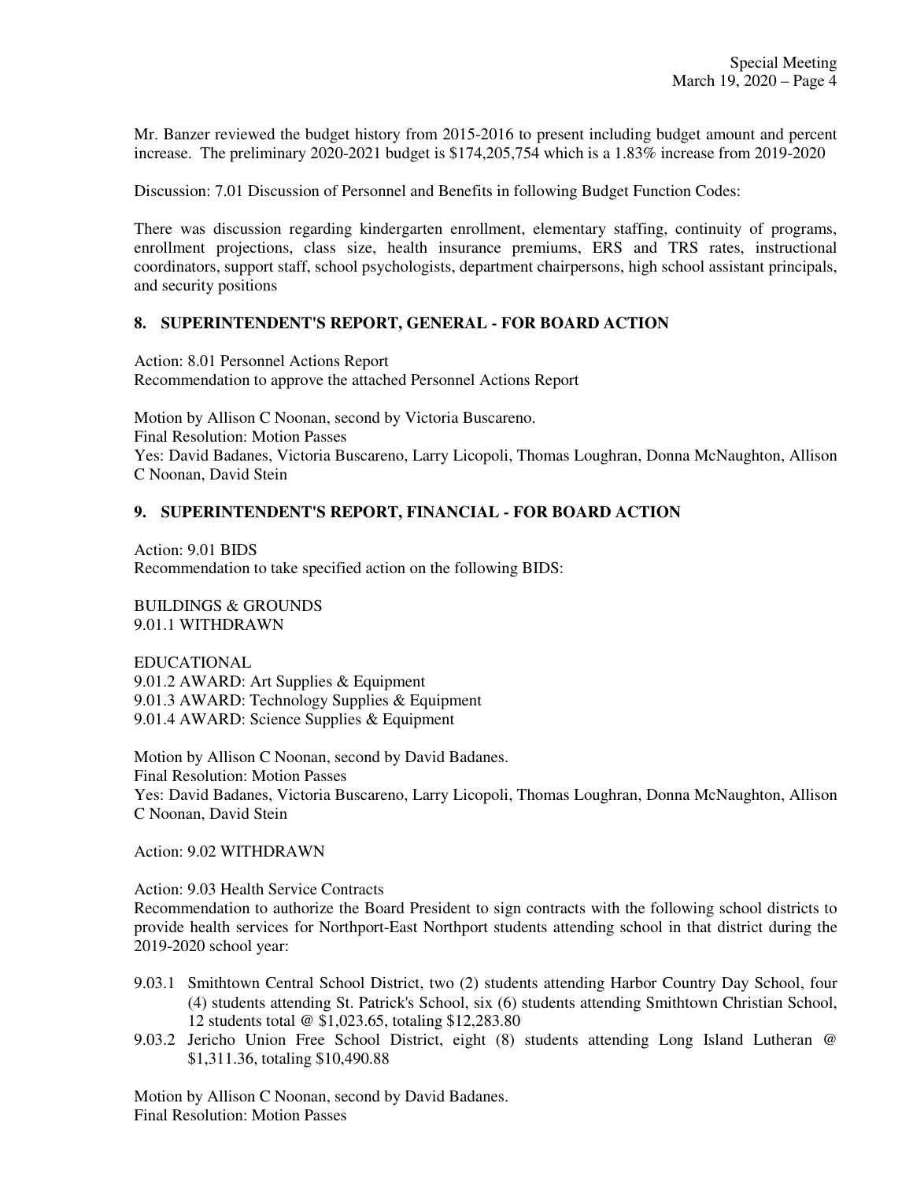Mr. Banzer reviewed the budget history from 2015-2016 to present including budget amount and percent increase. The preliminary 2020-2021 budget is $174,205,754 which is a 1.83% increase from 2019-2020

Discussion: 7.01 Discussion of Personnel and Benefits in following Budget Function Codes:

There was discussion regarding kindergarten enrollment, elementary staffing, continuity of programs, enrollment projections, class size, health insurance premiums, ERS and TRS rates, instructional coordinators, support staff, school psychologists, department chairpersons, high school assistant principals, and security positions

## 8. SUPERINTENDENT'S REPORT, GENERAL - FOR BOARD ACTION

Action: 8.01 Personnel Actions Report
Recommendation to approve the attached Personnel Actions Report

Motion by Allison C Noonan, second by Victoria Buscareno.
Final Resolution: Motion Passes
Yes: David Badanes, Victoria Buscareno, Larry Licopoli, Thomas Loughran, Donna McNaughton, Allison C Noonan, David Stein

## 9. SUPERINTENDENT'S REPORT, FINANCIAL - FOR BOARD ACTION

Action: 9.01 BIDS
Recommendation to take specified action on the following BIDS:

BUILDINGS & GROUNDS
9.01.1 WITHDRAWN

EDUCATIONAL
9.01.2 AWARD: Art Supplies & Equipment
9.01.3 AWARD: Technology Supplies & Equipment
9.01.4 AWARD: Science Supplies & Equipment

Motion by Allison C Noonan, second by David Badanes.
Final Resolution: Motion Passes
Yes: David Badanes, Victoria Buscareno, Larry Licopoli, Thomas Loughran, Donna McNaughton, Allison C Noonan, David Stein

Action: 9.02 WITHDRAWN

Action: 9.03 Health Service Contracts
Recommendation to authorize the Board President to sign contracts with the following school districts to provide health services for Northport-East Northport students attending school in that district during the 2019-2020 school year:

- 9.03.1 Smithtown Central School District, two (2) students attending Harbor Country Day School, four (4) students attending St. Patrick's School, six (6) students attending Smithtown Christian School, 12 students total @ $1,023.65, totaling $12,283.80
- 9.03.2 Jericho Union Free School District, eight (8) students attending Long Island Lutheran @ $1,311.36, totaling $10,490.88

Motion by Allison C Noonan, second by David Badanes.
Final Resolution: Motion Passes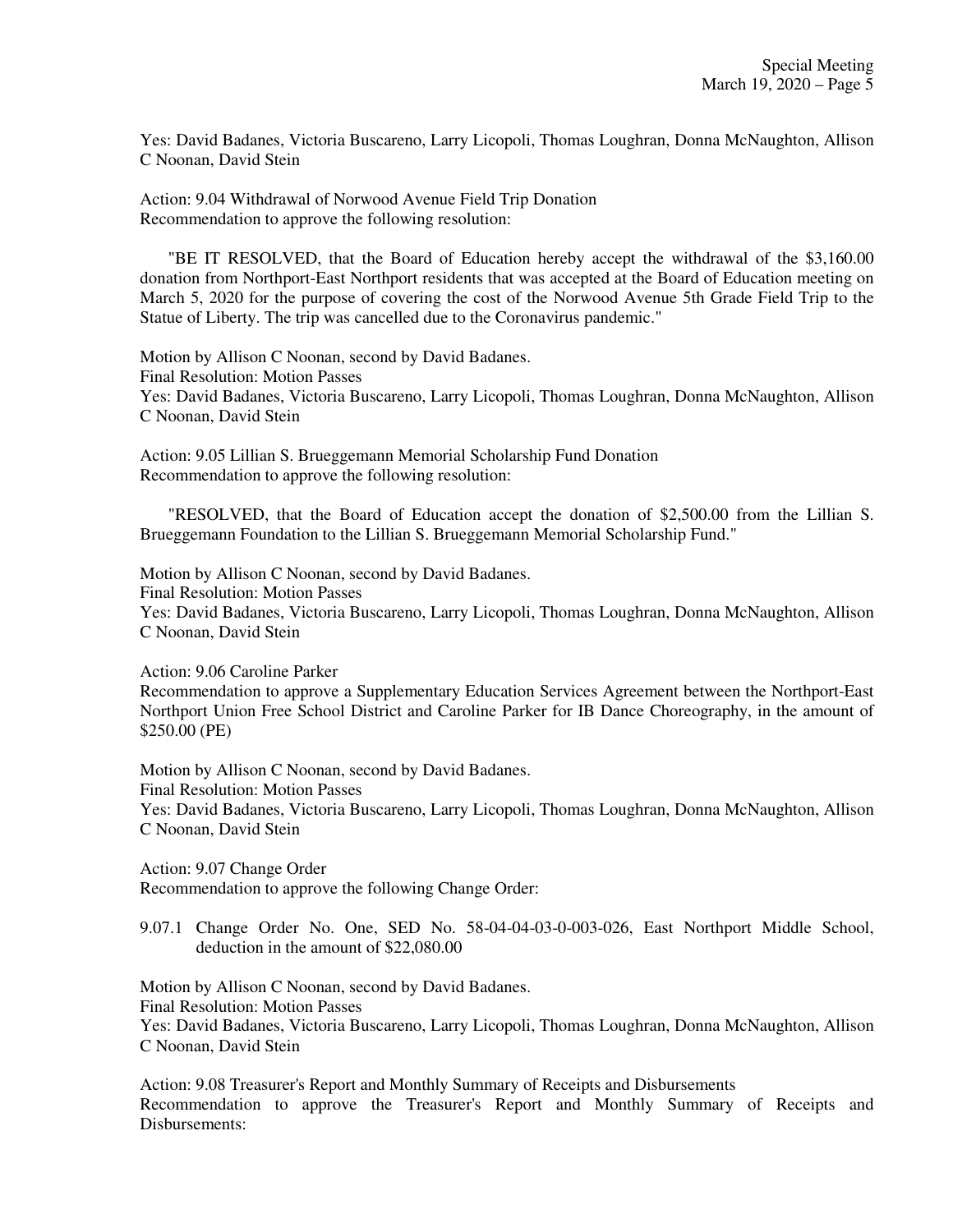Yes: David Badanes, Victoria Buscareno, Larry Licopoli, Thomas Loughran, Donna McNaughton, Allison C Noonan, David Stein

Action: 9.04 Withdrawal of Norwood Avenue Field Trip Donation
Recommendation to approve the following resolution:

"BE IT RESOLVED, that the Board of Education hereby accept the withdrawal of the $3,160.00 donation from Northport-East Northport residents that was accepted at the Board of Education meeting on March 5, 2020 for the purpose of covering the cost of the Norwood Avenue 5th Grade Field Trip to the Statue of Liberty. The trip was cancelled due to the Coronavirus pandemic."

Motion by Allison C Noonan, second by David Badanes.
Final Resolution: Motion Passes
Yes: David Badanes, Victoria Buscareno, Larry Licopoli, Thomas Loughran, Donna McNaughton, Allison C Noonan, David Stein

Action: 9.05 Lillian S. Brueggemann Memorial Scholarship Fund Donation
Recommendation to approve the following resolution:

"RESOLVED, that the Board of Education accept the donation of $2,500.00 from the Lillian S. Brueggemann Foundation to the Lillian S. Brueggemann Memorial Scholarship Fund."

Motion by Allison C Noonan, second by David Badanes.
Final Resolution: Motion Passes
Yes: David Badanes, Victoria Buscareno, Larry Licopoli, Thomas Loughran, Donna McNaughton, Allison C Noonan, David Stein

Action: 9.06 Caroline Parker
Recommendation to approve a Supplementary Education Services Agreement between the Northport-East Northport Union Free School District and Caroline Parker for IB Dance Choreography, in the amount of $250.00 (PE)

Motion by Allison C Noonan, second by David Badanes.
Final Resolution: Motion Passes
Yes: David Badanes, Victoria Buscareno, Larry Licopoli, Thomas Loughran, Donna McNaughton, Allison C Noonan, David Stein

Action: 9.07 Change Order
Recommendation to approve the following Change Order:

9.07.1 Change Order No. One, SED No. 58-04-04-03-0-003-026, East Northport Middle School, deduction in the amount of $22,080.00

Motion by Allison C Noonan, second by David Badanes.
Final Resolution: Motion Passes
Yes: David Badanes, Victoria Buscareno, Larry Licopoli, Thomas Loughran, Donna McNaughton, Allison C Noonan, David Stein

Action: 9.08 Treasurer's Report and Monthly Summary of Receipts and Disbursements
Recommendation to approve the Treasurer's Report and Monthly Summary of Receipts and Disbursements: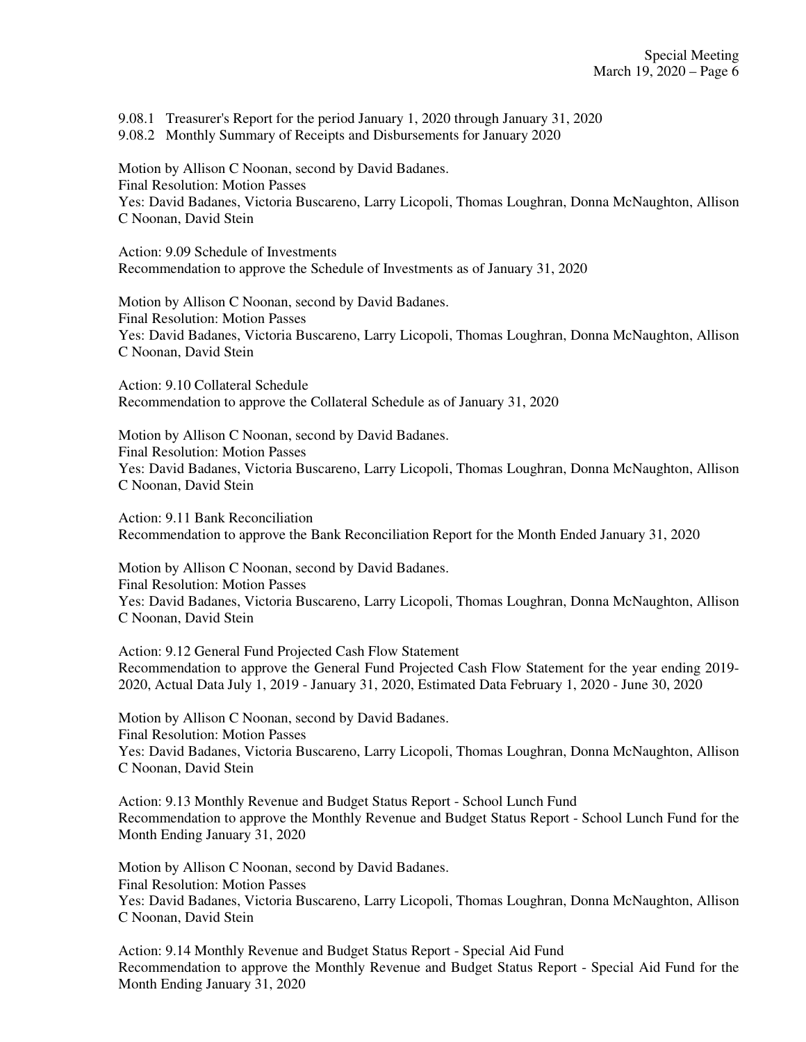9.08.1 Treasurer's Report for the period January 1, 2020 through January 31, 2020
9.08.2 Monthly Summary of Receipts and Disbursements for January 2020

Motion by Allison C Noonan, second by David Badanes.
Final Resolution: Motion Passes
Yes: David Badanes, Victoria Buscareno, Larry Licopoli, Thomas Loughran, Donna McNaughton, Allison C Noonan, David Stein

Action: 9.09 Schedule of Investments
Recommendation to approve the Schedule of Investments as of January 31, 2020

Motion by Allison C Noonan, second by David Badanes.
Final Resolution: Motion Passes
Yes: David Badanes, Victoria Buscareno, Larry Licopoli, Thomas Loughran, Donna McNaughton, Allison C Noonan, David Stein

Action: 9.10 Collateral Schedule
Recommendation to approve the Collateral Schedule as of January 31, 2020

Motion by Allison C Noonan, second by David Badanes.
Final Resolution: Motion Passes
Yes: David Badanes, Victoria Buscareno, Larry Licopoli, Thomas Loughran, Donna McNaughton, Allison C Noonan, David Stein

Action: 9.11 Bank Reconciliation
Recommendation to approve the Bank Reconciliation Report for the Month Ended January 31, 2020

Motion by Allison C Noonan, second by David Badanes.
Final Resolution: Motion Passes
Yes: David Badanes, Victoria Buscareno, Larry Licopoli, Thomas Loughran, Donna McNaughton, Allison C Noonan, David Stein

Action: 9.12 General Fund Projected Cash Flow Statement
Recommendation to approve the General Fund Projected Cash Flow Statement for the year ending 2019-2020, Actual Data July 1, 2019 - January 31, 2020, Estimated Data February 1, 2020 - June 30, 2020

Motion by Allison C Noonan, second by David Badanes.
Final Resolution: Motion Passes
Yes: David Badanes, Victoria Buscareno, Larry Licopoli, Thomas Loughran, Donna McNaughton, Allison C Noonan, David Stein

Action: 9.13 Monthly Revenue and Budget Status Report - School Lunch Fund
Recommendation to approve the Monthly Revenue and Budget Status Report - School Lunch Fund for the Month Ending January 31, 2020

Motion by Allison C Noonan, second by David Badanes.
Final Resolution: Motion Passes
Yes: David Badanes, Victoria Buscareno, Larry Licopoli, Thomas Loughran, Donna McNaughton, Allison C Noonan, David Stein

Action: 9.14 Monthly Revenue and Budget Status Report - Special Aid Fund
Recommendation to approve the Monthly Revenue and Budget Status Report - Special Aid Fund for the Month Ending January 31, 2020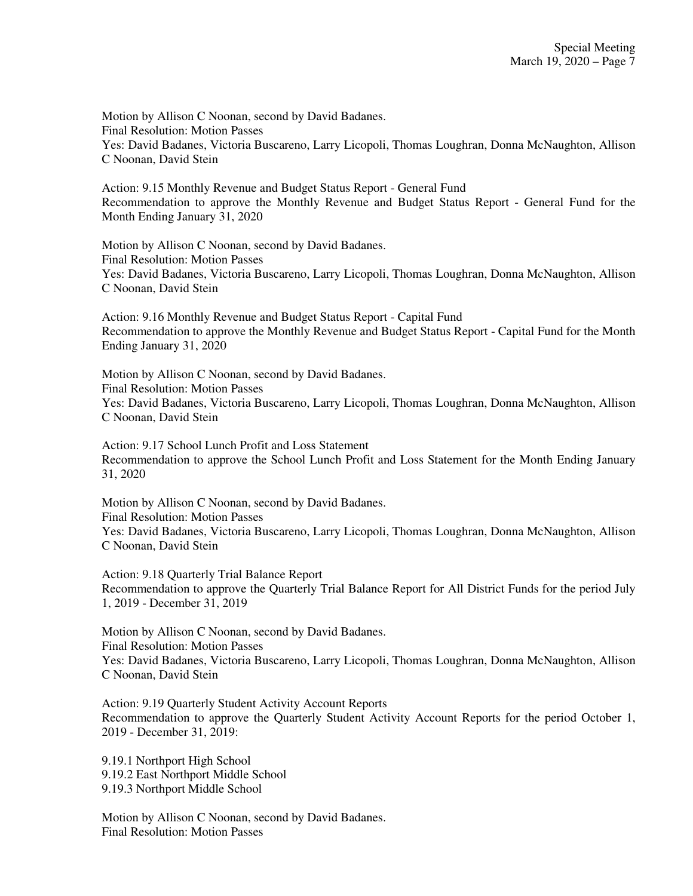Motion by Allison C Noonan, second by David Badanes.
Final Resolution: Motion Passes
Yes: David Badanes, Victoria Buscareno, Larry Licopoli, Thomas Loughran, Donna McNaughton, Allison C Noonan, David Stein

Action: 9.15 Monthly Revenue and Budget Status Report - General Fund
Recommendation to approve the Monthly Revenue and Budget Status Report - General Fund for the Month Ending January 31, 2020

Motion by Allison C Noonan, second by David Badanes.
Final Resolution: Motion Passes
Yes: David Badanes, Victoria Buscareno, Larry Licopoli, Thomas Loughran, Donna McNaughton, Allison C Noonan, David Stein

Action: 9.16 Monthly Revenue and Budget Status Report - Capital Fund
Recommendation to approve the Monthly Revenue and Budget Status Report - Capital Fund for the Month Ending January 31, 2020

Motion by Allison C Noonan, second by David Badanes.
Final Resolution: Motion Passes
Yes: David Badanes, Victoria Buscareno, Larry Licopoli, Thomas Loughran, Donna McNaughton, Allison C Noonan, David Stein

Action: 9.17 School Lunch Profit and Loss Statement
Recommendation to approve the School Lunch Profit and Loss Statement for the Month Ending January 31, 2020

Motion by Allison C Noonan, second by David Badanes.
Final Resolution: Motion Passes
Yes: David Badanes, Victoria Buscareno, Larry Licopoli, Thomas Loughran, Donna McNaughton, Allison C Noonan, David Stein

Action: 9.18 Quarterly Trial Balance Report
Recommendation to approve the Quarterly Trial Balance Report for All District Funds for the period July 1, 2019 - December 31, 2019

Motion by Allison C Noonan, second by David Badanes.
Final Resolution: Motion Passes
Yes: David Badanes, Victoria Buscareno, Larry Licopoli, Thomas Loughran, Donna McNaughton, Allison C Noonan, David Stein

Action: 9.19 Quarterly Student Activity Account Reports
Recommendation to approve the Quarterly Student Activity Account Reports for the period October 1, 2019 - December 31, 2019:

9.19.1 Northport High School
9.19.2 East Northport Middle School
9.19.3 Northport Middle School

Motion by Allison C Noonan, second by David Badanes.
Final Resolution: Motion Passes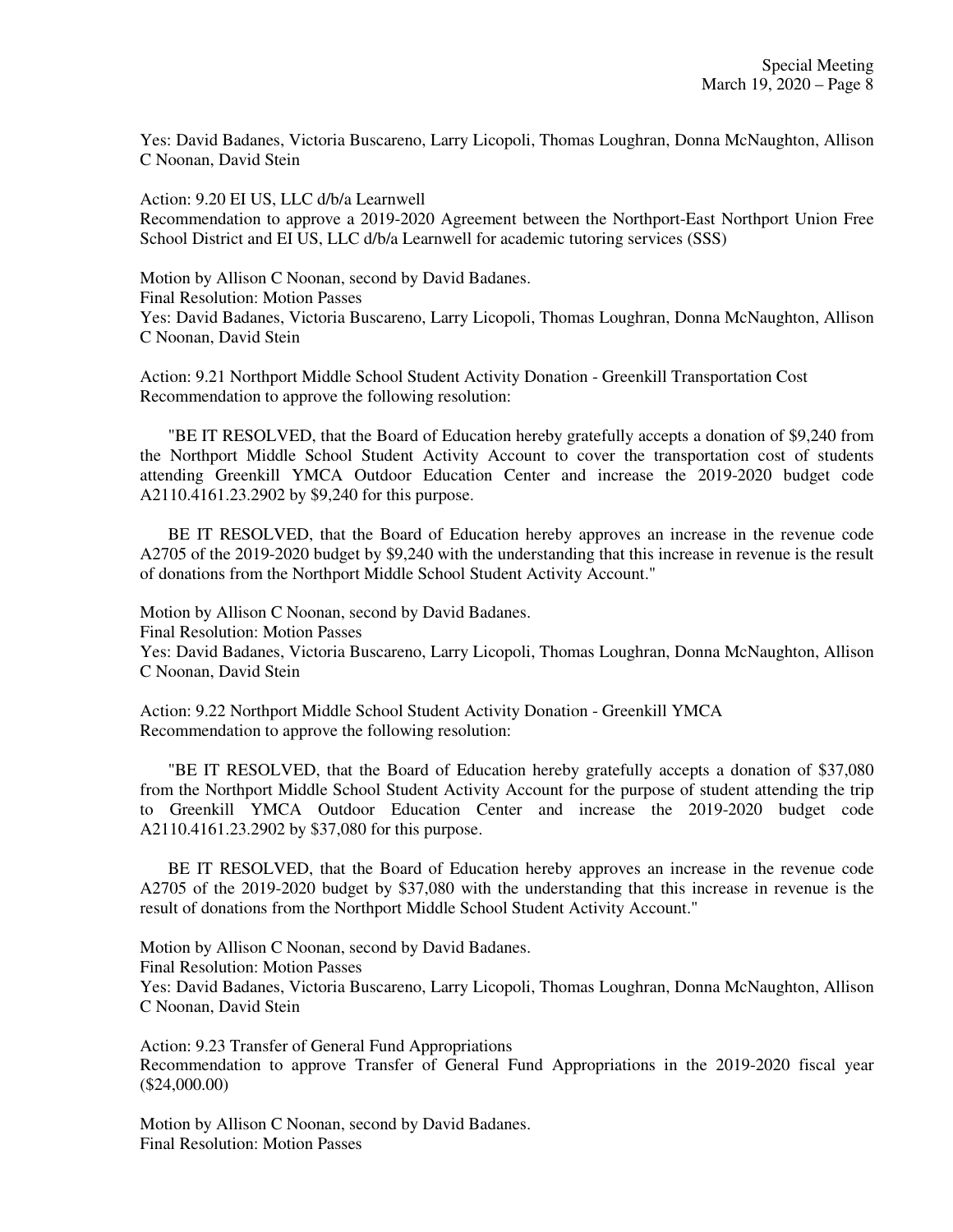Yes: David Badanes, Victoria Buscareno, Larry Licopoli, Thomas Loughran, Donna McNaughton, Allison C Noonan, David Stein

Action: 9.20 EI US, LLC d/b/a Learnwell
Recommendation to approve a 2019-2020 Agreement between the Northport-East Northport Union Free School District and EI US, LLC d/b/a Learnwell for academic tutoring services (SSS)

Motion by Allison C Noonan, second by David Badanes.
Final Resolution: Motion Passes
Yes: David Badanes, Victoria Buscareno, Larry Licopoli, Thomas Loughran, Donna McNaughton, Allison C Noonan, David Stein

Action: 9.21 Northport Middle School Student Activity Donation - Greenkill Transportation Cost
Recommendation to approve the following resolution:

"BE IT RESOLVED, that the Board of Education hereby gratefully accepts a donation of $9,240 from the Northport Middle School Student Activity Account to cover the transportation cost of students attending Greenkill YMCA Outdoor Education Center and increase the 2019-2020 budget code A2110.4161.23.2902 by $9,240 for this purpose.

BE IT RESOLVED, that the Board of Education hereby approves an increase in the revenue code A2705 of the 2019-2020 budget by $9,240 with the understanding that this increase in revenue is the result of donations from the Northport Middle School Student Activity Account."

Motion by Allison C Noonan, second by David Badanes.
Final Resolution: Motion Passes
Yes: David Badanes, Victoria Buscareno, Larry Licopoli, Thomas Loughran, Donna McNaughton, Allison C Noonan, David Stein

Action: 9.22 Northport Middle School Student Activity Donation - Greenkill YMCA
Recommendation to approve the following resolution:

"BE IT RESOLVED, that the Board of Education hereby gratefully accepts a donation of $37,080 from the Northport Middle School Student Activity Account for the purpose of student attending the trip to Greenkill YMCA Outdoor Education Center and increase the 2019-2020 budget code A2110.4161.23.2902 by $37,080 for this purpose.

BE IT RESOLVED, that the Board of Education hereby approves an increase in the revenue code A2705 of the 2019-2020 budget by $37,080 with the understanding that this increase in revenue is the result of donations from the Northport Middle School Student Activity Account."

Motion by Allison C Noonan, second by David Badanes.
Final Resolution: Motion Passes
Yes: David Badanes, Victoria Buscareno, Larry Licopoli, Thomas Loughran, Donna McNaughton, Allison C Noonan, David Stein

Action: 9.23 Transfer of General Fund Appropriations
Recommendation to approve Transfer of General Fund Appropriations in the 2019-2020 fiscal year ($24,000.00)

Motion by Allison C Noonan, second by David Badanes.
Final Resolution: Motion Passes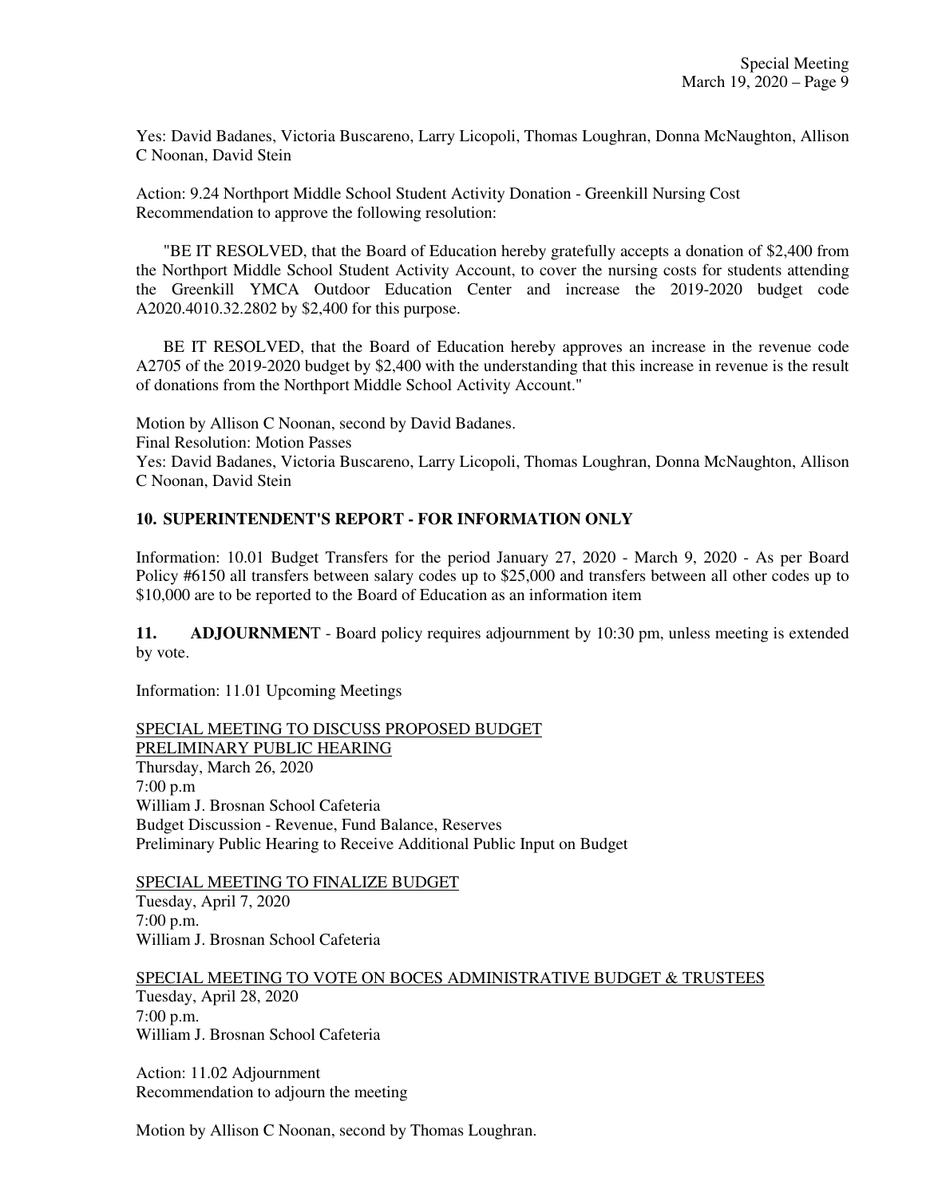Yes: David Badanes, Victoria Buscareno, Larry Licopoli, Thomas Loughran, Donna McNaughton, Allison C Noonan, David Stein

Action: 9.24 Northport Middle School Student Activity Donation - Greenkill Nursing Cost
Recommendation to approve the following resolution:

"BE IT RESOLVED, that the Board of Education hereby gratefully accepts a donation of $2,400 from the Northport Middle School Student Activity Account, to cover the nursing costs for students attending the Greenkill YMCA Outdoor Education Center and increase the 2019-2020 budget code A2020.4010.32.2802 by $2,400 for this purpose.

BE IT RESOLVED, that the Board of Education hereby approves an increase in the revenue code A2705 of the 2019-2020 budget by $2,400 with the understanding that this increase in revenue is the result of donations from the Northport Middle School Activity Account."

Motion by Allison C Noonan, second by David Badanes.
Final Resolution: Motion Passes
Yes: David Badanes, Victoria Buscareno, Larry Licopoli, Thomas Loughran, Donna McNaughton, Allison C Noonan, David Stein

**10. SUPERINTENDENT'S REPORT - FOR INFORMATION ONLY**

Information: 10.01 Budget Transfers for the period January 27, 2020 - March 9, 2020 - As per Board Policy #6150 all transfers between salary codes up to $25,000 and transfers between all other codes up to $10,000 are to be reported to the Board of Education as an information item

**11. ADJOURNMENT** - Board policy requires adjournment by 10:30 pm, unless meeting is extended by vote.

Information: 11.01 Upcoming Meetings

SPECIAL MEETING TO DISCUSS PROPOSED BUDGET
PRELIMINARY PUBLIC HEARING
Thursday, March 26, 2020
7:00 p.m
William J. Brosnan School Cafeteria
Budget Discussion - Revenue, Fund Balance, Reserves
Preliminary Public Hearing to Receive Additional Public Input on Budget

SPECIAL MEETING TO FINALIZE BUDGET
Tuesday, April 7, 2020
7:00 p.m.
William J. Brosnan School Cafeteria

SPECIAL MEETING TO VOTE ON BOCES ADMINISTRATIVE BUDGET & TRUSTEES
Tuesday, April 28, 2020
7:00 p.m.
William J. Brosnan School Cafeteria

Action: 11.02 Adjournment
Recommendation to adjourn the meeting

Motion by Allison C Noonan, second by Thomas Loughran.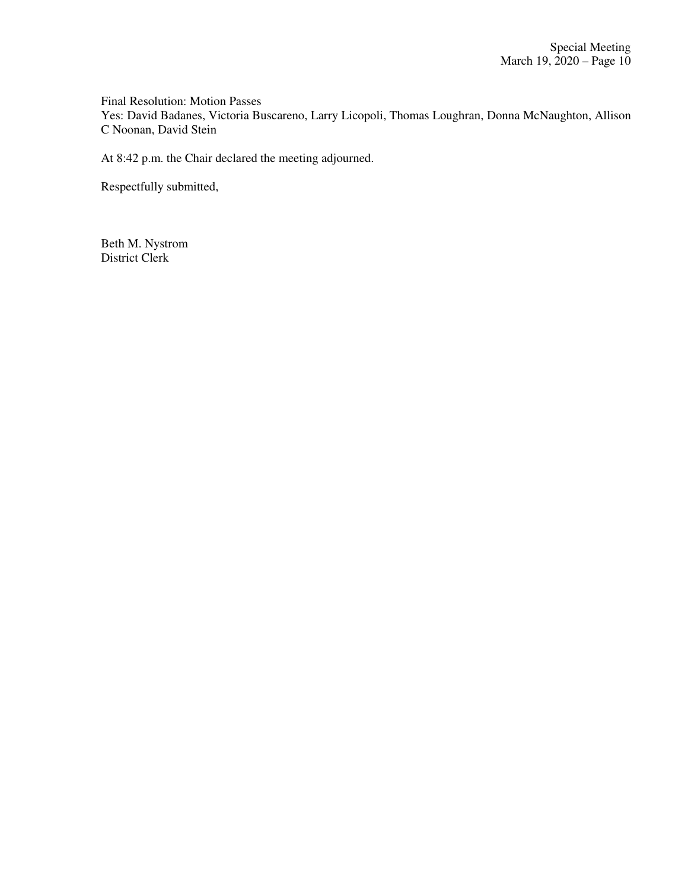Final Resolution: Motion Passes
Yes: David Badanes, Victoria Buscareno, Larry Licopoli, Thomas Loughran, Donna McNaughton, Allison C Noonan, David Stein

At 8:42 p.m. the Chair declared the meeting adjourned.

Respectfully submitted,

Beth M. Nystrom
District Clerk